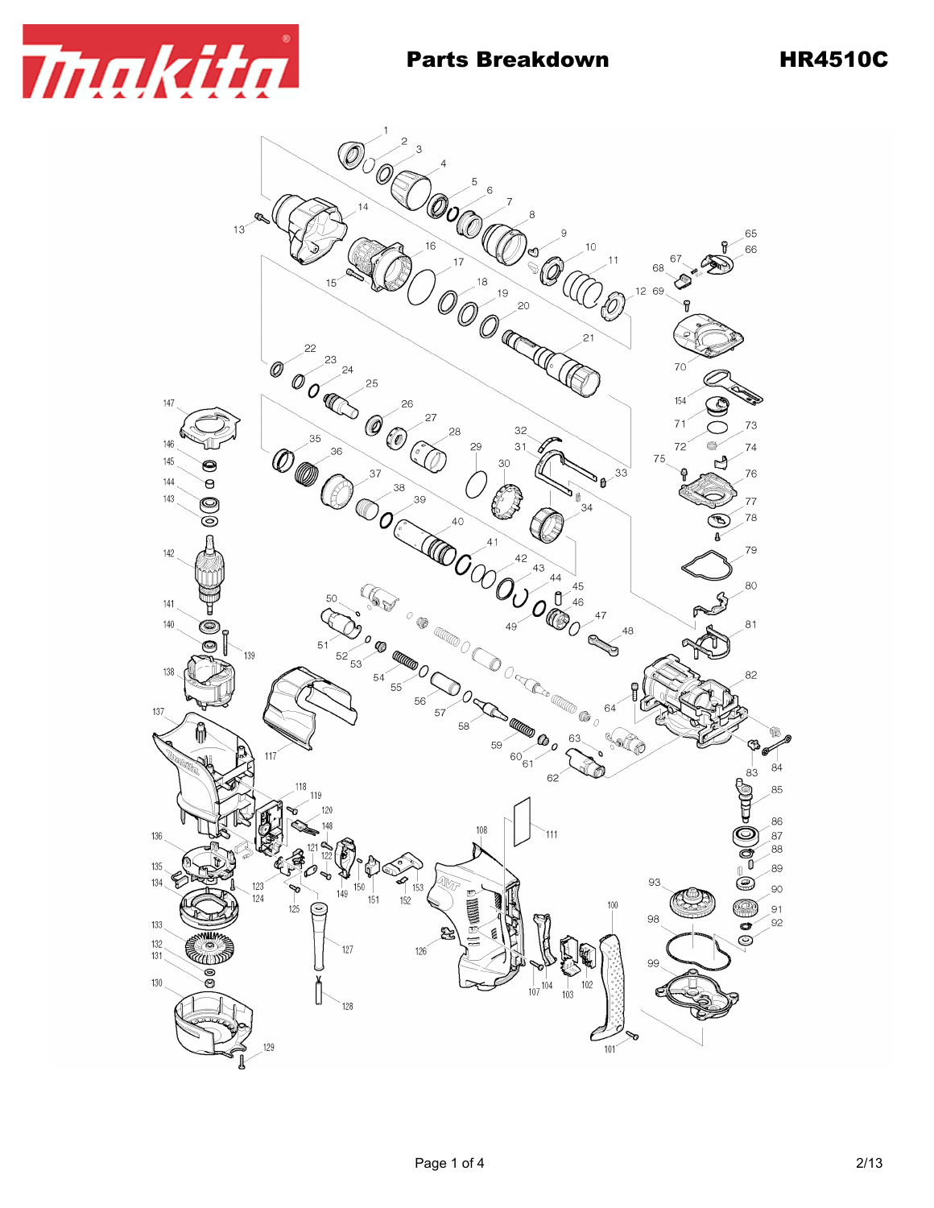# Parts Breakdown

## HR4510C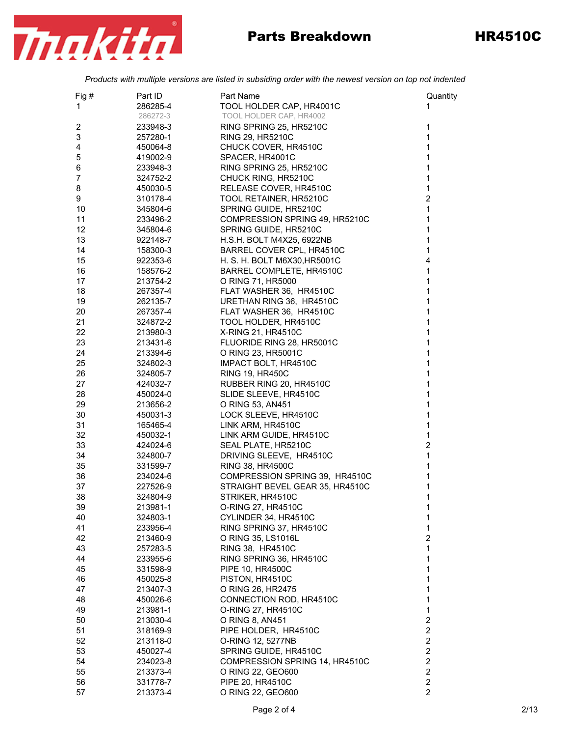# Parts Breakdown HR4510C

*Products with multiple versions are listed in subsiding order with the newest version on top not indented*

| Fig # | Part ID | Part Name | Quantity |
|---|---|---|---|
| 1 | 286285-4 | TOOL HOLDER CAP, HR4001C | 1 |
| | 286272-3 | TOOL HOLDER CAP, HR4002 | |
| 2 | 233948-3 | RING SPRING 25, HR5210C | 1 |
| 3 | 257280-1 | RING 29, HR5210C | 1 |
| 4 | 450064-8 | CHUCK COVER, HR4510C | 1 |
| 5 | 419002-9 | SPACER, HR4001C | 1 |
| 6 | 233948-3 | RING SPRING 25, HR5210C | 1 |
| 7 | 324752-2 | CHUCK RING, HR5210C | 1 |
| 8 | 450030-5 | RELEASE COVER, HR4510C | 1 |
| 9 | 310178-4 | TOOL RETAINER, HR5210C | 2 |
| 10 | 345804-6 | SPRING GUIDE, HR5210C | 1 |
| 11 | 233496-2 | COMPRESSION SPRING 49, HR5210C | 1 |
| 12 | 345804-6 | SPRING GUIDE, HR5210C | 1 |
| 13 | 922148-7 | H.S.H. BOLT M4X25, 6922NB | 1 |
| 14 | 158300-3 | BARREL COVER CPL, HR4510C | 1 |
| 15 | 922353-6 | H. S. H. BOLT M6X30,HR5001C | 4 |
| 16 | 158576-2 | BARREL COMPLETE, HR4510C | 1 |
| 17 | 213754-2 | O RING 71, HR5000 | 1 |
| 18 | 267357-4 | FLAT WASHER 36, HR4510C | 1 |
| 19 | 262135-7 | URETHAN RING 36, HR4510C | 1 |
| 20 | 267357-4 | FLAT WASHER 36, HR4510C | 1 |
| 21 | 324872-2 | TOOL HOLDER, HR4510C | 1 |
| 22 | 213980-3 | X-RING 21, HR4510C | 1 |
| 23 | 213431-6 | FLUORIDE RING 28, HR5001C | 1 |
| 24 | 213394-6 | O RING 23, HR5001C | 1 |
| 25 | 324802-3 | IMPACT BOLT, HR4510C | 1 |
| 26 | 324805-7 | RING 19, HR450C | 1 |
| 27 | 424032-7 | RUBBER RING 20, HR4510C | 1 |
| 28 | 450024-0 | SLIDE SLEEVE, HR4510C | 1 |
| 29 | 213656-2 | O RING 53, AN451 | 1 |
| 30 | 450031-3 | LOCK SLEEVE, HR4510C | 1 |
| 31 | 165465-4 | LINK ARM, HR4510C | 1 |
| 32 | 450032-1 | LINK ARM GUIDE, HR4510C | 1 |
| 33 | 424024-6 | SEAL PLATE, HR5210C | 2 |
| 34 | 324800-7 | DRIVING SLEEVE, HR4510C | 1 |
| 35 | 331599-7 | RING 38, HR4500C | 1 |
| 36 | 234024-6 | COMPRESSION SPRING 39, HR4510C | 1 |
| 37 | 227526-9 | STRAIGHT BEVEL GEAR 35, HR4510C | 1 |
| 38 | 324804-9 | STRIKER, HR4510C | 1 |
| 39 | 213981-1 | O-RING 27, HR4510C | 1 |
| 40 | 324803-1 | CYLINDER 34, HR4510C | 1 |
| 41 | 233956-4 | RING SPRING 37, HR4510C | 1 |
| 42 | 213460-9 | O RING 35, LS1016L | 2 |
| 43 | 257283-5 | RING 38, HR4510C | 1 |
| 44 | 233955-6 | RING SPRING 36, HR4510C | 1 |
| 45 | 331598-9 | PIPE 10, HR4500C | 1 |
| 46 | 450025-8 | PISTON, HR4510C | 1 |
| 47 | 213407-3 | O RING 26, HR2475 | 1 |
| 48 | 450026-6 | CONNECTION ROD, HR4510C | 1 |
| 49 | 213981-1 | O-RING 27, HR4510C | 1 |
| 50 | 213030-4 | O RING 8, AN451 | 2 |
| 51 | 318169-9 | PIPE HOLDER, HR4510C | 2 |
| 52 | 213118-0 | O-RING 12, 5277NB | 2 |
| 53 | 450027-4 | SPRING GUIDE, HR4510C | 2 |
| 54 | 234023-8 | COMPRESSION SPRING 14, HR4510C | 2 |
| 55 | 213373-4 | O RING 22, GEO600 | 2 |
| 56 | 331778-7 | PIPE 20, HR4510C | 2 |
| 57 | 213373-4 | O RING 22, GEO600 | 2 |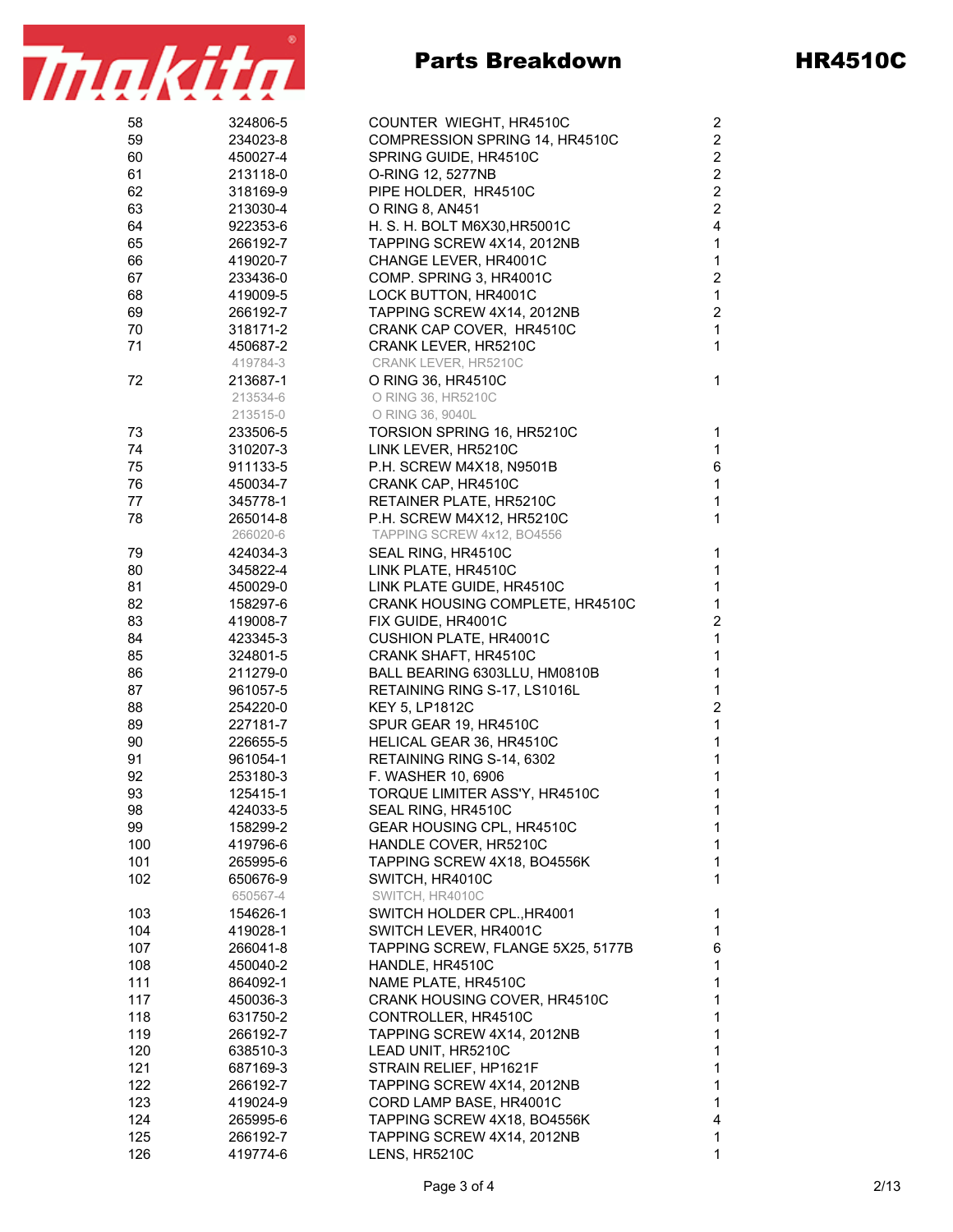# Parts Breakdown HR4510C

| No. | Part No. | Description | Qty |
|---|---|---|---|
| 58 | 324806-5 | COUNTER WIEGHT, HR4510C | 2 |
| 59 | 234023-8 | COMPRESSION SPRING 14, HR4510C | 2 |
| 60 | 450027-4 | SPRING GUIDE, HR4510C | 2 |
| 61 | 213118-0 | O-RING 12, 5277NB | 2 |
| 62 | 318169-9 | PIPE HOLDER, HR4510C | 2 |
| 63 | 213030-4 | O RING 8, AN451 | 2 |
| 64 | 922353-6 | H. S. H. BOLT M6X30,HR5001C | 4 |
| 65 | 266192-7 | TAPPING SCREW 4X14, 2012NB | 1 |
| 66 | 419020-7 | CHANGE LEVER, HR4001C | 1 |
| 67 | 233436-0 | COMP. SPRING 3, HR4001C | 2 |
| 68 | 419009-5 | LOCK BUTTON, HR4001C | 1 |
| 69 | 266192-7 | TAPPING SCREW 4X14, 2012NB | 2 |
| 70 | 318171-2 | CRANK CAP COVER, HR4510C | 1 |
| 71 | 450687-2 | CRANK LEVER, HR5210C | 1 |
| | 419784-3 | CRANK LEVER, HR5210C | |
| 72 | 213687-1 | O RING 36, HR4510C | 1 |
| | 213534-6 | O RING 36, HR5210C | |
| | 213515-0 | O RING 36, 9040L | |
| 73 | 233506-5 | TORSION SPRING 16, HR5210C | 1 |
| 74 | 310207-3 | LINK LEVER, HR5210C | 1 |
| 75 | 911133-5 | P.H. SCREW M4X18, N9501B | 6 |
| 76 | 450034-7 | CRANK CAP, HR4510C | 1 |
| 77 | 345778-1 | RETAINER PLATE, HR5210C | 1 |
| 78 | 265014-8 | P.H. SCREW M4X12, HR5210C | 1 |
| | 266020-6 | TAPPING SCREW 4x12, BO4556 | |
| 79 | 424034-3 | SEAL RING, HR4510C | 1 |
| 80 | 345822-4 | LINK PLATE, HR4510C | 1 |
| 81 | 450029-0 | LINK PLATE GUIDE, HR4510C | 1 |
| 82 | 158297-6 | CRANK HOUSING COMPLETE, HR4510C | 1 |
| 83 | 419008-7 | FIX GUIDE, HR4001C | 2 |
| 84 | 423345-3 | CUSHION PLATE, HR4001C | 1 |
| 85 | 324801-5 | CRANK SHAFT, HR4510C | 1 |
| 86 | 211279-0 | BALL BEARING 6303LLU, HM0810B | 1 |
| 87 | 961057-5 | RETAINING RING S-17, LS1016L | 1 |
| 88 | 254220-0 | KEY 5, LP1812C | 2 |
| 89 | 227181-7 | SPUR GEAR 19, HR4510C | 1 |
| 90 | 226655-5 | HELICAL GEAR 36, HR4510C | 1 |
| 91 | 961054-1 | RETAINING RING S-14, 6302 | 1 |
| 92 | 253180-3 | F. WASHER 10, 6906 | 1 |
| 93 | 125415-1 | TORQUE LIMITER ASS'Y, HR4510C | 1 |
| 98 | 424033-5 | SEAL RING, HR4510C | 1 |
| 99 | 158299-2 | GEAR HOUSING CPL, HR4510C | 1 |
| 100 | 419796-6 | HANDLE COVER, HR5210C | 1 |
| 101 | 265995-6 | TAPPING SCREW 4X18, BO4556K | 1 |
| 102 | 650676-9 | SWITCH, HR4010C | 1 |
| | 650567-4 | SWITCH, HR4010C | |
| 103 | 154626-1 | SWITCH HOLDER CPL.,HR4001 | 1 |
| 104 | 419028-1 | SWITCH LEVER, HR4001C | 1 |
| 107 | 266041-8 | TAPPING SCREW, FLANGE 5X25, 5177B | 6 |
| 108 | 450040-2 | HANDLE, HR4510C | 1 |
| 111 | 864092-1 | NAME PLATE, HR4510C | 1 |
| 117 | 450036-3 | CRANK HOUSING COVER, HR4510C | 1 |
| 118 | 631750-2 | CONTROLLER, HR4510C | 1 |
| 119 | 266192-7 | TAPPING SCREW 4X14, 2012NB | 1 |
| 120 | 638510-3 | LEAD UNIT, HR5210C | 1 |
| 121 | 687169-3 | STRAIN RELIEF, HP1621F | 1 |
| 122 | 266192-7 | TAPPING SCREW 4X14, 2012NB | 1 |
| 123 | 419024-9 | CORD LAMP BASE, HR4001C | 1 |
| 124 | 265995-6 | TAPPING SCREW 4X18, BO4556K | 4 |
| 125 | 266192-7 | TAPPING SCREW 4X14, 2012NB | 1 |
| 126 | 419774-6 | LENS, HR5210C | 1 |

2/13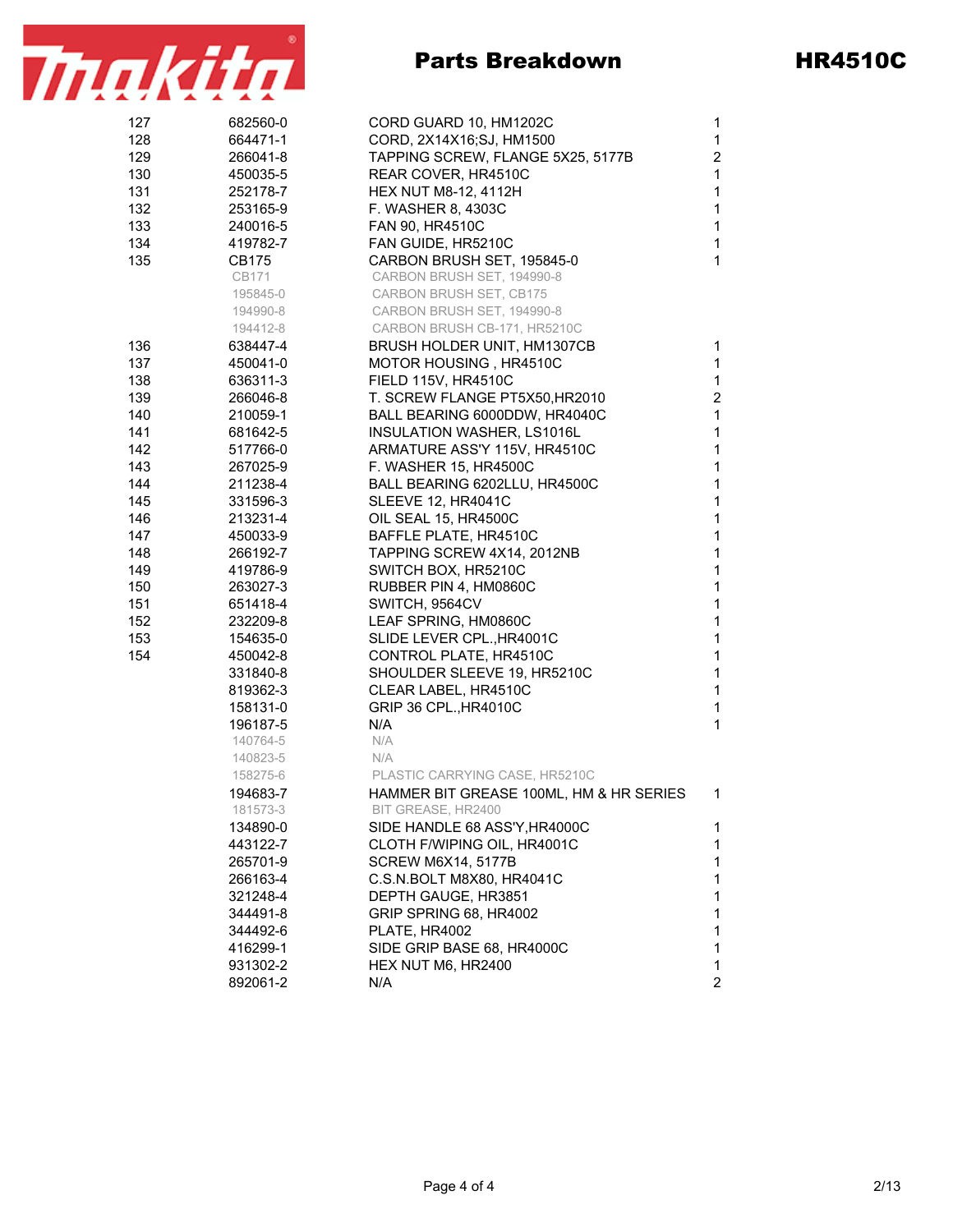# Parts Breakdown

## HR4510C

| | | | |
|---|---|---|---|
| 127 | 682560-0 | CORD GUARD 10, HM1202C | 1 |
| 128 | 664471-1 | CORD, 2X14X16;SJ, HM1500 | 1 |
| 129 | 266041-8 | TAPPING SCREW, FLANGE 5X25, 5177B | 2 |
| 130 | 450035-5 | REAR COVER, HR4510C | 1 |
| 131 | 252178-7 | HEX NUT M8-12, 4112H | 1 |
| 132 | 253165-9 | F. WASHER 8, 4303C | 1 |
| 133 | 240016-5 | FAN 90, HR4510C | 1 |
| 134 | 419782-7 | FAN GUIDE, HR5210C | 1 |
| 135 | CB175 | CARBON BRUSH SET, 195845-0 | 1 |
| | CB171 | CARBON BRUSH SET, 194990-8 | |
| | 195845-0 | CARBON BRUSH SET, CB175 | |
| | 194990-8 | CARBON BRUSH SET, 194990-8 | |
| | 194412-8 | CARBON BRUSH CB-171, HR5210C | |
| 136 | 638447-4 | BRUSH HOLDER UNIT, HM1307CB | 1 |
| 137 | 450041-0 | MOTOR HOUSING , HR4510C | 1 |
| 138 | 636311-3 | FIELD 115V, HR4510C | 1 |
| 139 | 266046-8 | T. SCREW FLANGE PT5X50,HR2010 | 2 |
| 140 | 210059-1 | BALL BEARING 6000DDW, HR4040C | 1 |
| 141 | 681642-5 | INSULATION WASHER, LS1016L | 1 |
| 142 | 517766-0 | ARMATURE ASS'Y 115V, HR4510C | 1 |
| 143 | 267025-9 | F. WASHER 15, HR4500C | 1 |
| 144 | 211238-4 | BALL BEARING 6202LLU, HR4500C | 1 |
| 145 | 331596-3 | SLEEVE 12, HR4041C | 1 |
| 146 | 213231-4 | OIL SEAL 15, HR4500C | 1 |
| 147 | 450033-9 | BAFFLE PLATE, HR4510C | 1 |
| 148 | 266192-7 | TAPPING SCREW 4X14, 2012NB | 1 |
| 149 | 419786-9 | SWITCH BOX, HR5210C | 1 |
| 150 | 263027-3 | RUBBER PIN 4, HM0860C | 1 |
| 151 | 651418-4 | SWITCH, 9564CV | 1 |
| 152 | 232209-8 | LEAF SPRING, HM0860C | 1 |
| 153 | 154635-0 | SLIDE LEVER CPL.,HR4001C | 1 |
| 154 | 450042-8 | CONTROL PLATE, HR4510C | 1 |
| | 331840-8 | SHOULDER SLEEVE 19, HR5210C | 1 |
| | 819362-3 | CLEAR LABEL, HR4510C | 1 |
| | 158131-0 | GRIP 36 CPL.,HR4010C | 1 |
| | 196187-5 | N/A | 1 |
| | 140764-5 | N/A | |
| | 140823-5 | N/A | |
| | 158275-6 | PLASTIC CARRYING CASE, HR5210C | |
| | 194683-7 | HAMMER BIT GREASE 100ML, HM & HR SERIES | 1 |
| | 181573-3 | BIT GREASE, HR2400 | |
| | 134890-0 | SIDE HANDLE 68 ASS'Y,HR4000C | 1 |
| | 443122-7 | CLOTH F/WIPING OIL, HR4001C | 1 |
| | 265701-9 | SCREW M6X14, 5177B | 1 |
| | 266163-4 | C.S.N.BOLT M8X80, HR4041C | 1 |
| | 321248-4 | DEPTH GAUGE, HR3851 | 1 |
| | 344491-8 | GRIP SPRING 68, HR4002 | 1 |
| | 344492-6 | PLATE, HR4002 | 1 |
| | 416299-1 | SIDE GRIP BASE 68, HR4000C | 1 |
| | 931302-2 | HEX NUT M6, HR2400 | 1 |
| | 892061-2 | N/A | 2 |

2/13